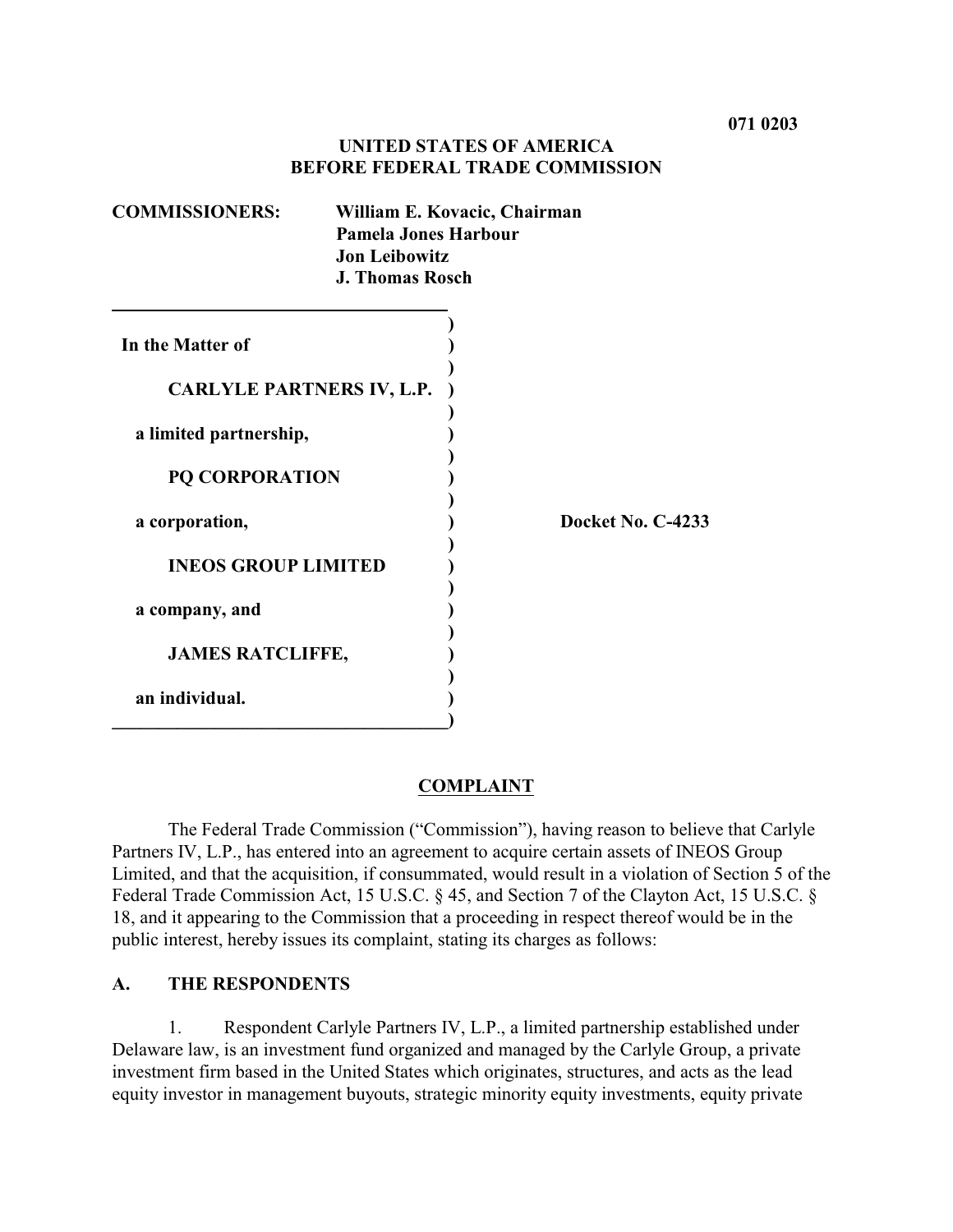**071 0203**

**UNITED STATES OF AMERICA**
**BEFORE FEDERAL TRADE COMMISSION**

**COMMISSIONERS:** **William E. Kovacic, Chairman**
**Pamela Jones Harbour**
**Jon Leibowitz**
**J. Thomas Rosch**

| | |
|---|---|
| **In the Matter of** | |
| **CARLYLE PARTNERS IV, L.P.** | |
| **a limited partnership,** | |
| **PQ CORPORATION** | |
| **a corporation,** | **Docket No. C-4233** |
| **INEOS GROUP LIMITED** | |
| **a company, and** | |
| **JAMES RATCLIFFE,** | |
| **an individual.** | |

## COMPLAINT

The Federal Trade Commission ("Commission"), having reason to believe that Carlyle Partners IV, L.P., has entered into an agreement to acquire certain assets of INEOS Group Limited, and that the acquisition, if consummated, would result in a violation of Section 5 of the Federal Trade Commission Act, 15 U.S.C. § 45, and Section 7 of the Clayton Act, 15 U.S.C. § 18, and it appearing to the Commission that a proceeding in respect thereof would be in the public interest, hereby issues its complaint, stating its charges as follows:

## A. THE RESPONDENTS

1. Respondent Carlyle Partners IV, L.P., a limited partnership established under Delaware law, is an investment fund organized and managed by the Carlyle Group, a private investment firm based in the United States which originates, structures, and acts as the lead equity investor in management buyouts, strategic minority equity investments, equity private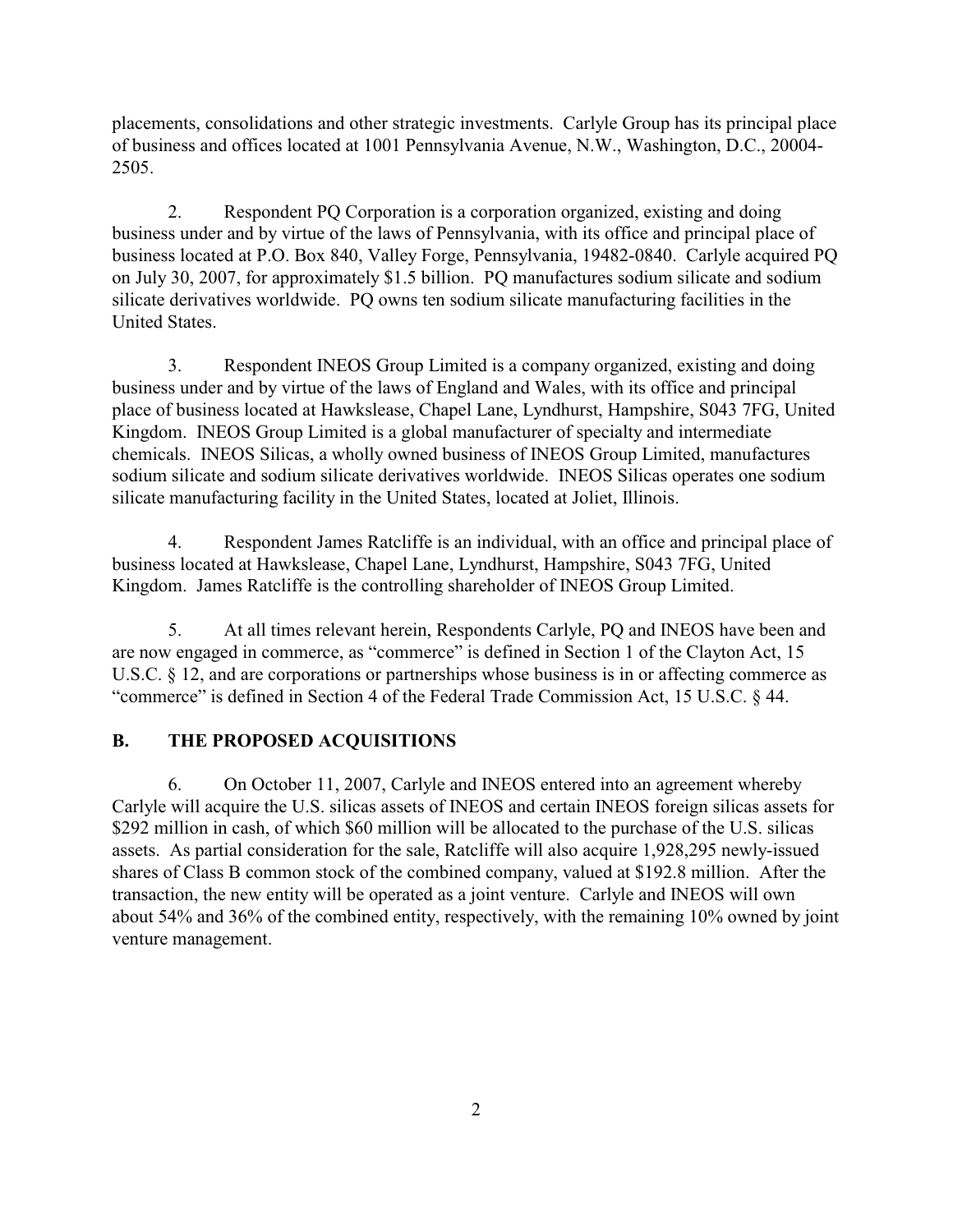placements, consolidations and other strategic investments. Carlyle Group has its principal place of business and offices located at 1001 Pennsylvania Avenue, N.W., Washington, D.C., 20004-2505.

2. Respondent PQ Corporation is a corporation organized, existing and doing business under and by virtue of the laws of Pennsylvania, with its office and principal place of business located at P.O. Box 840, Valley Forge, Pennsylvania, 19482-0840. Carlyle acquired PQ on July 30, 2007, for approximately $1.5 billion. PQ manufactures sodium silicate and sodium silicate derivatives worldwide. PQ owns ten sodium silicate manufacturing facilities in the United States.

3. Respondent INEOS Group Limited is a company organized, existing and doing business under and by virtue of the laws of England and Wales, with its office and principal place of business located at Hawkslease, Chapel Lane, Lyndhurst, Hampshire, S043 7FG, United Kingdom. INEOS Group Limited is a global manufacturer of specialty and intermediate chemicals. INEOS Silicas, a wholly owned business of INEOS Group Limited, manufactures sodium silicate and sodium silicate derivatives worldwide. INEOS Silicas operates one sodium silicate manufacturing facility in the United States, located at Joliet, Illinois.

4. Respondent James Ratcliffe is an individual, with an office and principal place of business located at Hawkslease, Chapel Lane, Lyndhurst, Hampshire, S043 7FG, United Kingdom. James Ratcliffe is the controlling shareholder of INEOS Group Limited.

5. At all times relevant herein, Respondents Carlyle, PQ and INEOS have been and are now engaged in commerce, as "commerce" is defined in Section 1 of the Clayton Act, 15 U.S.C. § 12, and are corporations or partnerships whose business is in or affecting commerce as "commerce" is defined in Section 4 of the Federal Trade Commission Act, 15 U.S.C. § 44.

## B. THE PROPOSED ACQUISITIONS

6. On October 11, 2007, Carlyle and INEOS entered into an agreement whereby Carlyle will acquire the U.S. silicas assets of INEOS and certain INEOS foreign silicas assets for $292 million in cash, of which $60 million will be allocated to the purchase of the U.S. silicas assets. As partial consideration for the sale, Ratcliffe will also acquire 1,928,295 newly-issued shares of Class B common stock of the combined company, valued at $192.8 million. After the transaction, the new entity will be operated as a joint venture. Carlyle and INEOS will own about 54% and 36% of the combined entity, respectively, with the remaining 10% owned by joint venture management.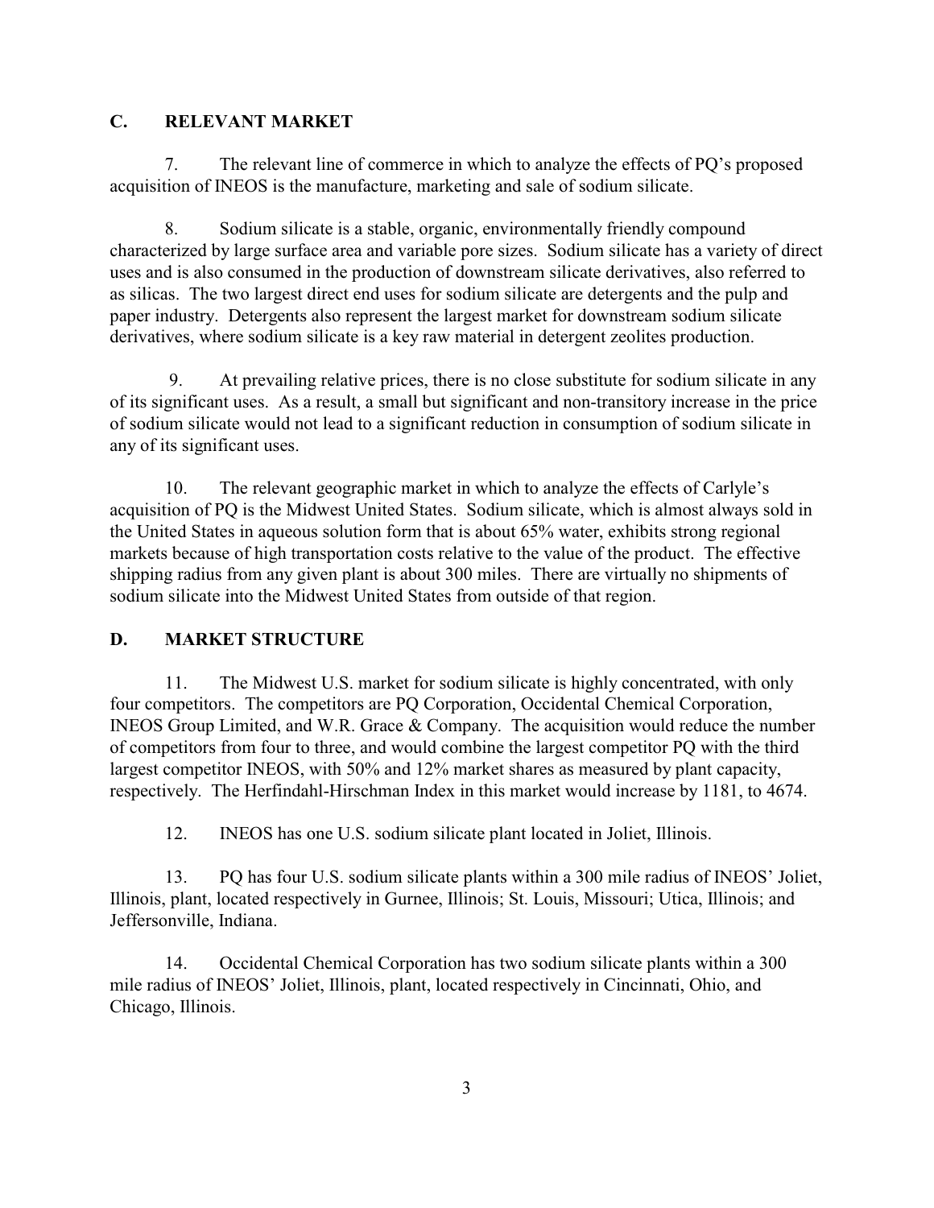## C. RELEVANT MARKET

7. The relevant line of commerce in which to analyze the effects of PQ's proposed acquisition of INEOS is the manufacture, marketing and sale of sodium silicate.

8. Sodium silicate is a stable, organic, environmentally friendly compound characterized by large surface area and variable pore sizes. Sodium silicate has a variety of direct uses and is also consumed in the production of downstream silicate derivatives, also referred to as silicas. The two largest direct end uses for sodium silicate are detergents and the pulp and paper industry. Detergents also represent the largest market for downstream sodium silicate derivatives, where sodium silicate is a key raw material in detergent zeolites production.

9. At prevailing relative prices, there is no close substitute for sodium silicate in any of its significant uses. As a result, a small but significant and non-transitory increase in the price of sodium silicate would not lead to a significant reduction in consumption of sodium silicate in any of its significant uses.

10. The relevant geographic market in which to analyze the effects of Carlyle's acquisition of PQ is the Midwest United States. Sodium silicate, which is almost always sold in the United States in aqueous solution form that is about 65% water, exhibits strong regional markets because of high transportation costs relative to the value of the product. The effective shipping radius from any given plant is about 300 miles. There are virtually no shipments of sodium silicate into the Midwest United States from outside of that region.

## D. MARKET STRUCTURE

11. The Midwest U.S. market for sodium silicate is highly concentrated, with only four competitors. The competitors are PQ Corporation, Occidental Chemical Corporation, INEOS Group Limited, and W.R. Grace & Company. The acquisition would reduce the number of competitors from four to three, and would combine the largest competitor PQ with the third largest competitor INEOS, with 50% and 12% market shares as measured by plant capacity, respectively. The Herfindahl-Hirschman Index in this market would increase by 1181, to 4674.

12. INEOS has one U.S. sodium silicate plant located in Joliet, Illinois.

13. PQ has four U.S. sodium silicate plants within a 300 mile radius of INEOS' Joliet, Illinois, plant, located respectively in Gurnee, Illinois; St. Louis, Missouri; Utica, Illinois; and Jeffersonville, Indiana.

14. Occidental Chemical Corporation has two sodium silicate plants within a 300 mile radius of INEOS' Joliet, Illinois, plant, located respectively in Cincinnati, Ohio, and Chicago, Illinois.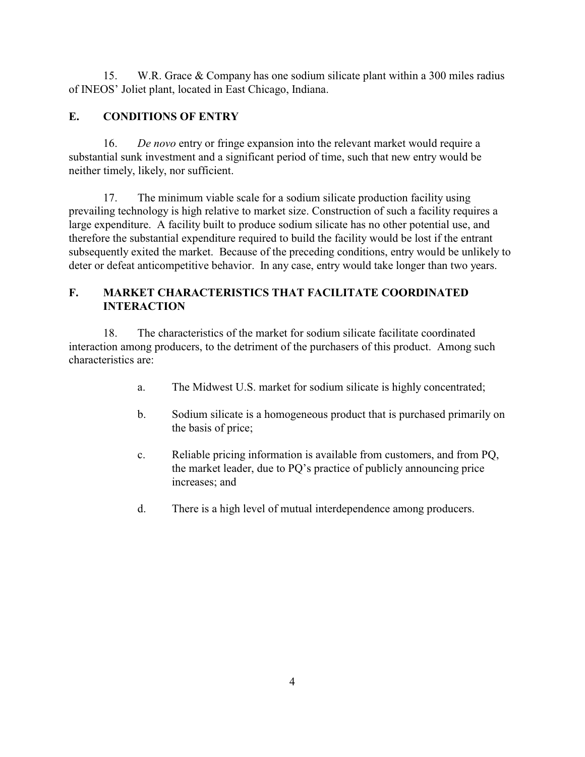15. W.R. Grace & Company has one sodium silicate plant within a 300 miles radius of INEOS' Joliet plant, located in East Chicago, Indiana.

## E. CONDITIONS OF ENTRY

16. *De novo* entry or fringe expansion into the relevant market would require a substantial sunk investment and a significant period of time, such that new entry would be neither timely, likely, nor sufficient.

17. The minimum viable scale for a sodium silicate production facility using prevailing technology is high relative to market size. Construction of such a facility requires a large expenditure. A facility built to produce sodium silicate has no other potential use, and therefore the substantial expenditure required to build the facility would be lost if the entrant subsequently exited the market. Because of the preceding conditions, entry would be unlikely to deter or defeat anticompetitive behavior. In any case, entry would take longer than two years.

## F. MARKET CHARACTERISTICS THAT FACILITATE COORDINATED INTERACTION

18. The characteristics of the market for sodium silicate facilitate coordinated interaction among producers, to the detriment of the purchasers of this product. Among such characteristics are:

a. The Midwest U.S. market for sodium silicate is highly concentrated;

b. Sodium silicate is a homogeneous product that is purchased primarily on the basis of price;

c. Reliable pricing information is available from customers, and from PQ, the market leader, due to PQ's practice of publicly announcing price increases; and

d. There is a high level of mutual interdependence among producers.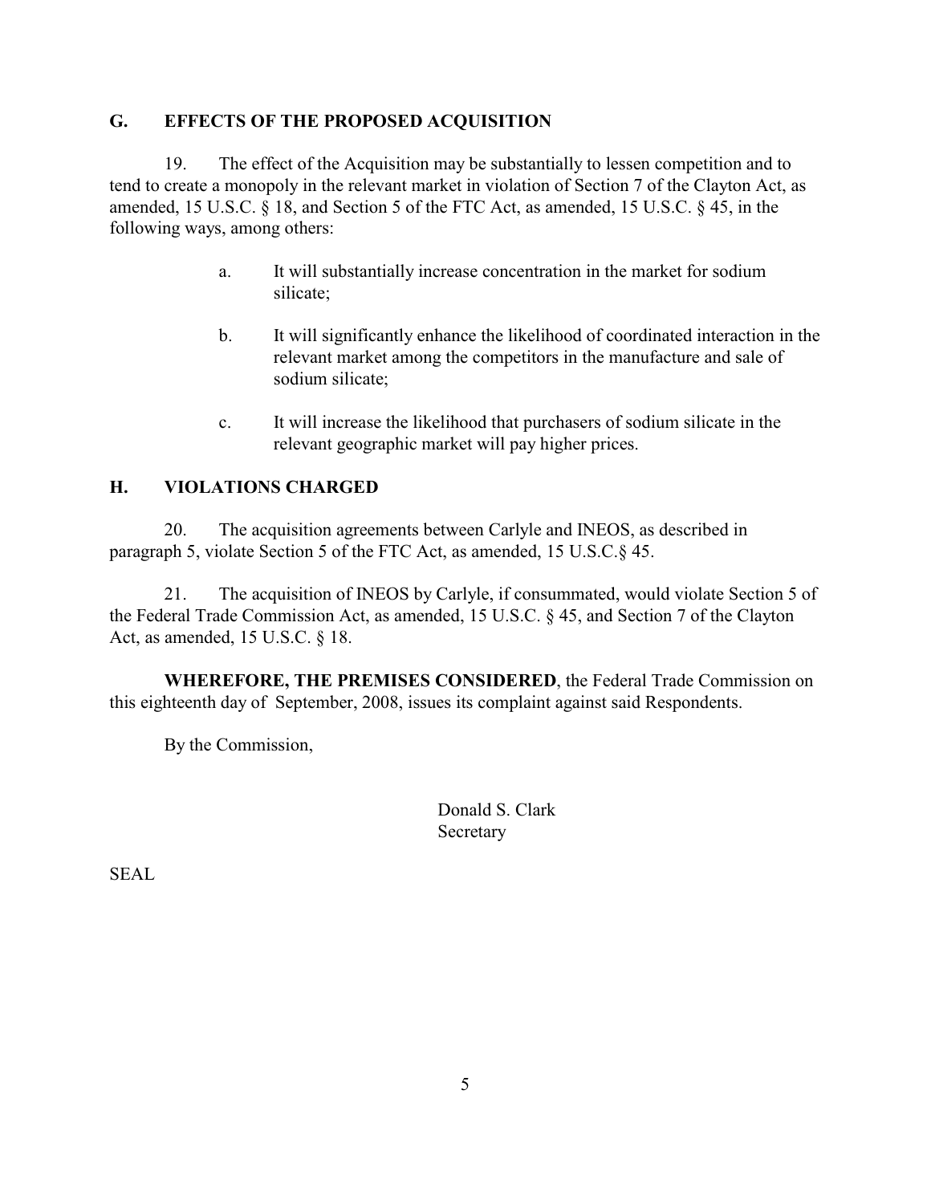## G. EFFECTS OF THE PROPOSED ACQUISITION

19. The effect of the Acquisition may be substantially to lessen competition and to tend to create a monopoly in the relevant market in violation of Section 7 of the Clayton Act, as amended, 15 U.S.C. § 18, and Section 5 of the FTC Act, as amended, 15 U.S.C. § 45, in the following ways, among others:

a. It will substantially increase concentration in the market for sodium silicate;

b. It will significantly enhance the likelihood of coordinated interaction in the relevant market among the competitors in the manufacture and sale of sodium silicate;

c. It will increase the likelihood that purchasers of sodium silicate in the relevant geographic market will pay higher prices.

## H. VIOLATIONS CHARGED

20. The acquisition agreements between Carlyle and INEOS, as described in paragraph 5, violate Section 5 of the FTC Act, as amended, 15 U.S.C.§ 45.

21. The acquisition of INEOS by Carlyle, if consummated, would violate Section 5 of the Federal Trade Commission Act, as amended, 15 U.S.C. § 45, and Section 7 of the Clayton Act, as amended, 15 U.S.C. § 18.

**WHEREFORE, THE PREMISES CONSIDERED**, the Federal Trade Commission on this eighteenth day of September, 2008, issues its complaint against said Respondents.

By the Commission,

Donald S. Clark
Secretary

SEAL